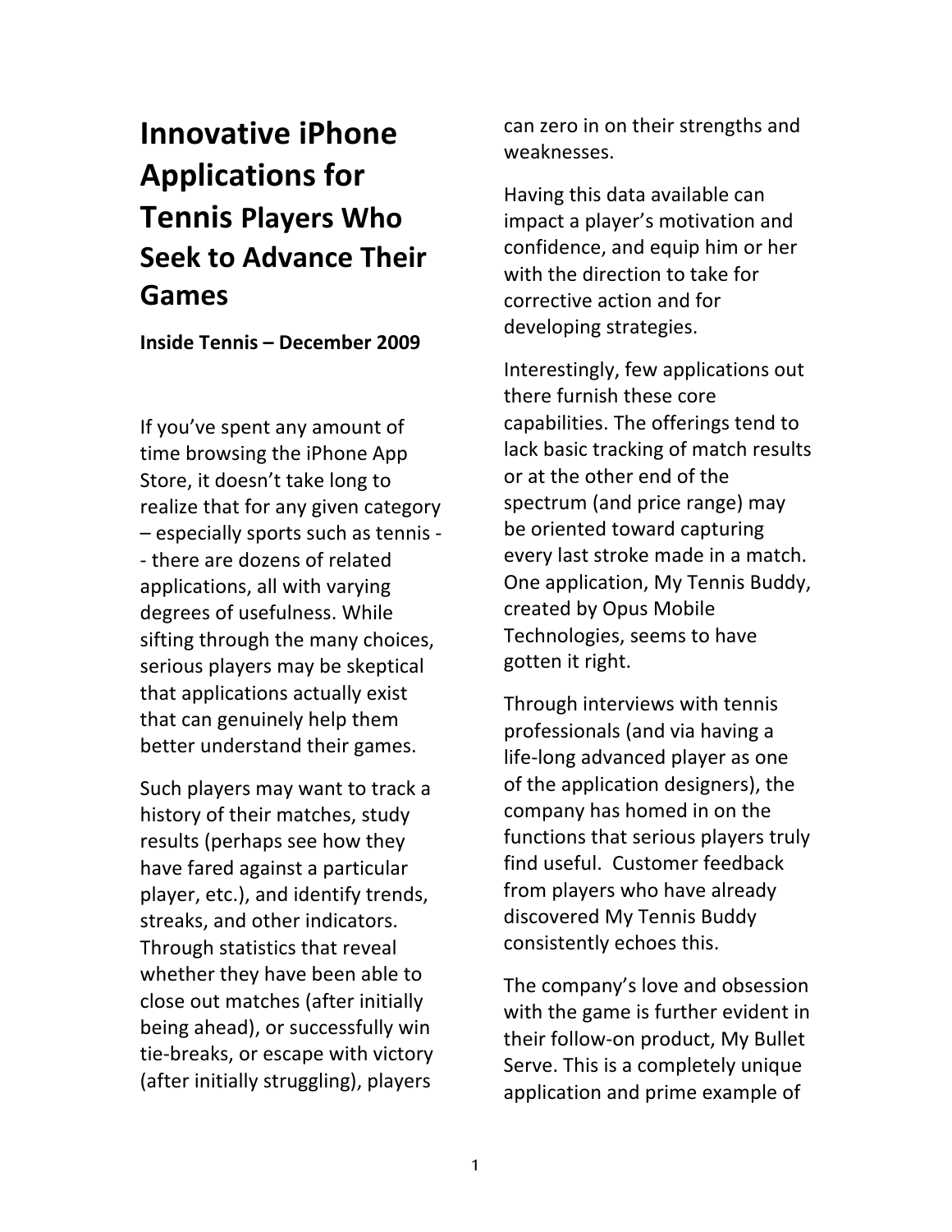# Innovative iPhone Applications for Tennis Players Who Seek to Advance Their Games

**Inside Tennis – December 2009**

If you've spent any amount of time browsing the iPhone App Store, it doesn't take long to realize that for any given category – especially sports such as tennis -- there are dozens of related applications, all with varying degrees of usefulness. While sifting through the many choices, serious players may be skeptical that applications actually exist that can genuinely help them better understand their games.

Such players may want to track a history of their matches, study results (perhaps see how they have fared against a particular player, etc.), and identify trends, streaks, and other indicators. Through statistics that reveal whether they have been able to close out matches (after initially being ahead), or successfully win tie-breaks, or escape with victory (after initially struggling), players can zero in on their strengths and weaknesses.

Having this data available can impact a player's motivation and confidence, and equip him or her with the direction to take for corrective action and for developing strategies.

Interestingly, few applications out there furnish these core capabilities. The offerings tend to lack basic tracking of match results or at the other end of the spectrum (and price range) may be oriented toward capturing every last stroke made in a match. One application, My Tennis Buddy, created by Opus Mobile Technologies, seems to have gotten it right.

Through interviews with tennis professionals (and via having a life-long advanced player as one of the application designers), the company has homed in on the functions that serious players truly find useful. Customer feedback from players who have already discovered My Tennis Buddy consistently echoes this.

The company's love and obsession with the game is further evident in their follow-on product, My Bullet Serve. This is a completely unique application and prime example of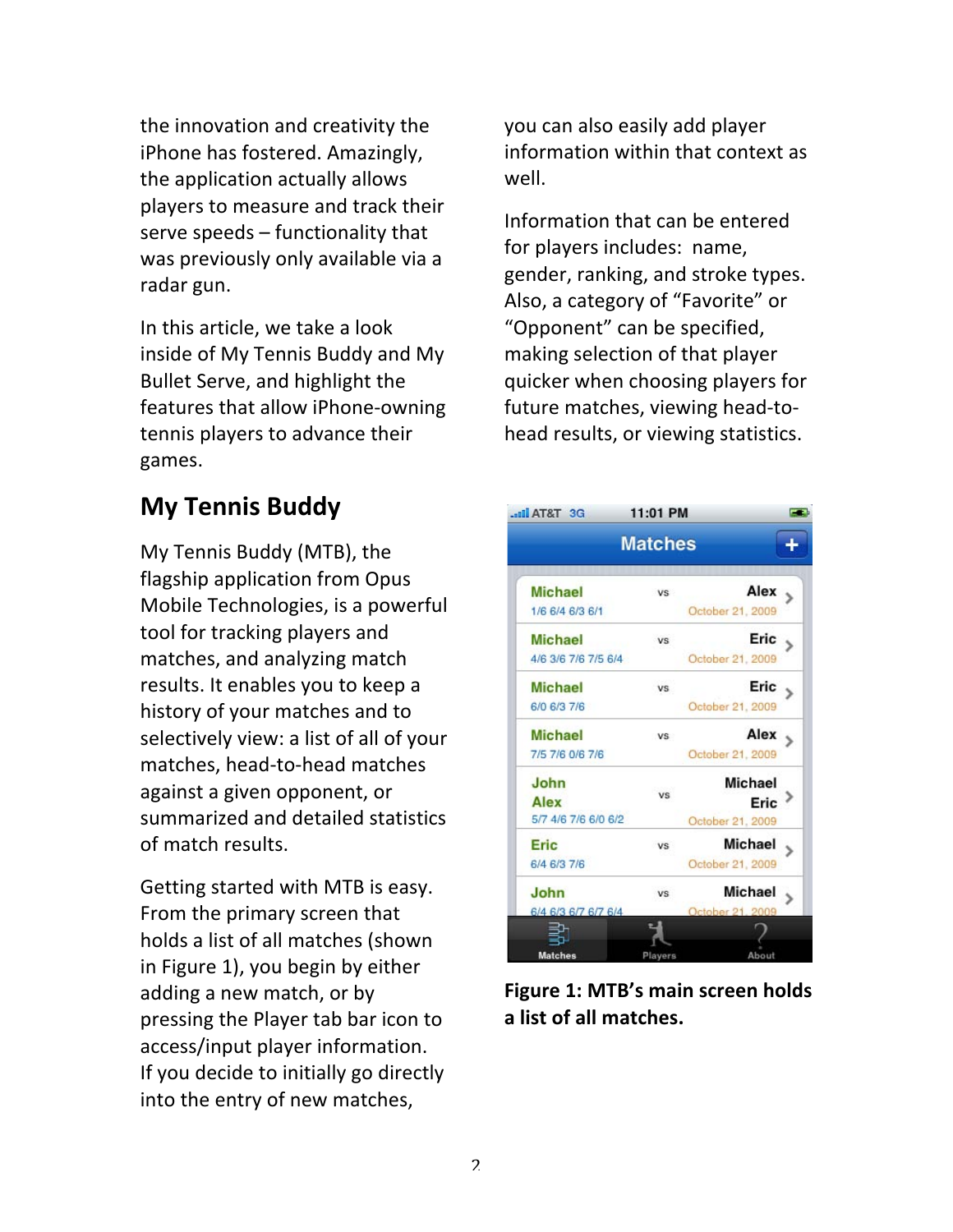the innovation and creativity the iPhone has fostered. Amazingly, the application actually allows players to measure and track their serve speeds – functionality that was previously only available via a radar gun.

In this article, we take a look inside of My Tennis Buddy and My Bullet Serve, and highlight the features that allow iPhone-owning tennis players to advance their games.

## My Tennis Buddy

My Tennis Buddy (MTB), the flagship application from Opus Mobile Technologies, is a powerful tool for tracking players and matches, and analyzing match results. It enables you to keep a history of your matches and to selectively view: a list of all of your matches, head-to-head matches against a given opponent, or summarized and detailed statistics of match results.

Getting started with MTB is easy. From the primary screen that holds a list of all matches (shown in Figure 1), you begin by either adding a new match, or by pressing the Player tab bar icon to access/input player information. If you decide to initially go directly into the entry of new matches, you can also easily add player information within that context as well.

Information that can be entered for players includes: name, gender, ranking, and stroke types. Also, a category of “Favorite” or “Opponent” can be specified, making selection of that player quicker when choosing players for future matches, viewing head-to-head results, or viewing statistics.

**Figure 1: MTB’s main screen holds a list of all matches.**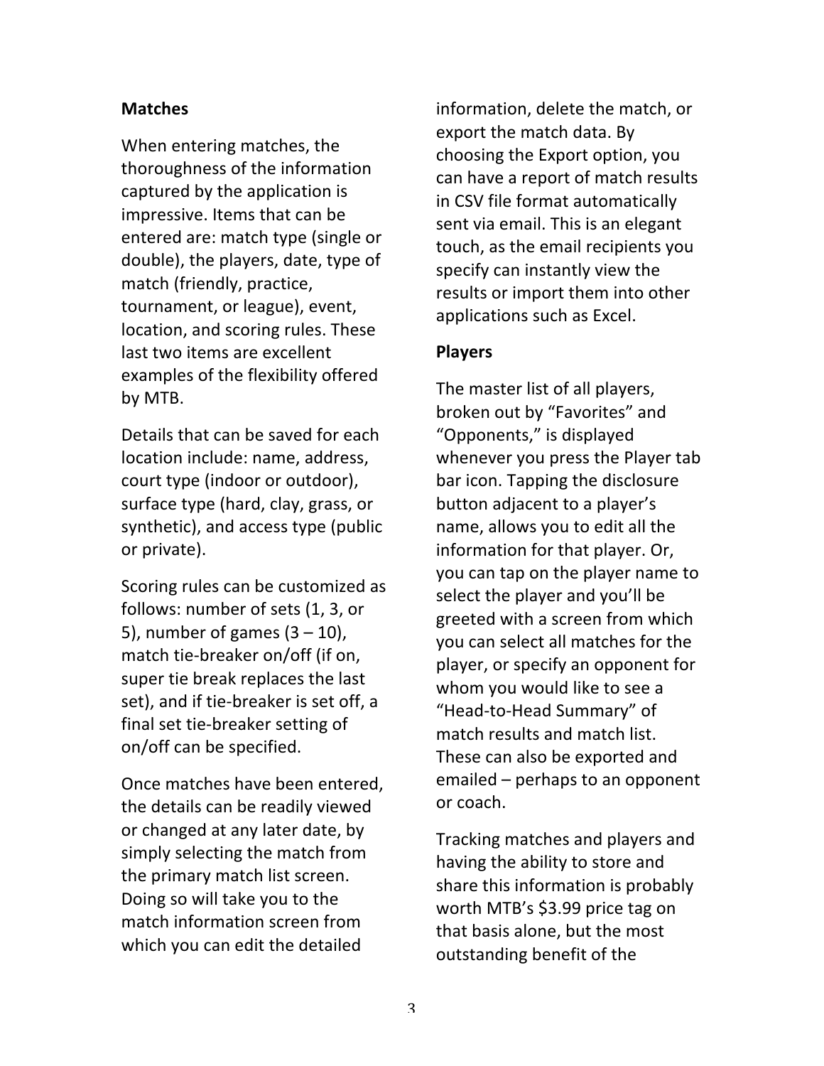## Matches

When entering matches, the thoroughness of the information captured by the application is impressive. Items that can be entered are: match type (single or double), the players, date, type of match (friendly, practice, tournament, or league), event, location, and scoring rules. These last two items are excellent examples of the flexibility offered by MTB.

Details that can be saved for each location include: name, address, court type (indoor or outdoor), surface type (hard, clay, grass, or synthetic), and access type (public or private).

Scoring rules can be customized as follows: number of sets (1, 3, or 5), number of games (3 – 10), match tie-breaker on/off (if on, super tie break replaces the last set), and if tie-breaker is set off, a final set tie-breaker setting of on/off can be specified.

Once matches have been entered, the details can be readily viewed or changed at any later date, by simply selecting the match from the primary match list screen. Doing so will take you to the match information screen from which you can edit the detailed information, delete the match, or export the match data. By choosing the Export option, you can have a report of match results in CSV file format automatically sent via email. This is an elegant touch, as the email recipients you specify can instantly view the results or import them into other applications such as Excel.

## Players

The master list of all players, broken out by "Favorites" and "Opponents," is displayed whenever you press the Player tab bar icon. Tapping the disclosure button adjacent to a player's name, allows you to edit all the information for that player. Or, you can tap on the player name to select the player and you'll be greeted with a screen from which you can select all matches for the player, or specify an opponent for whom you would like to see a "Head-to-Head Summary" of match results and match list. These can also be exported and emailed – perhaps to an opponent or coach.

Tracking matches and players and having the ability to store and share this information is probably worth MTB's $3.99 price tag on that basis alone, but the most outstanding benefit of the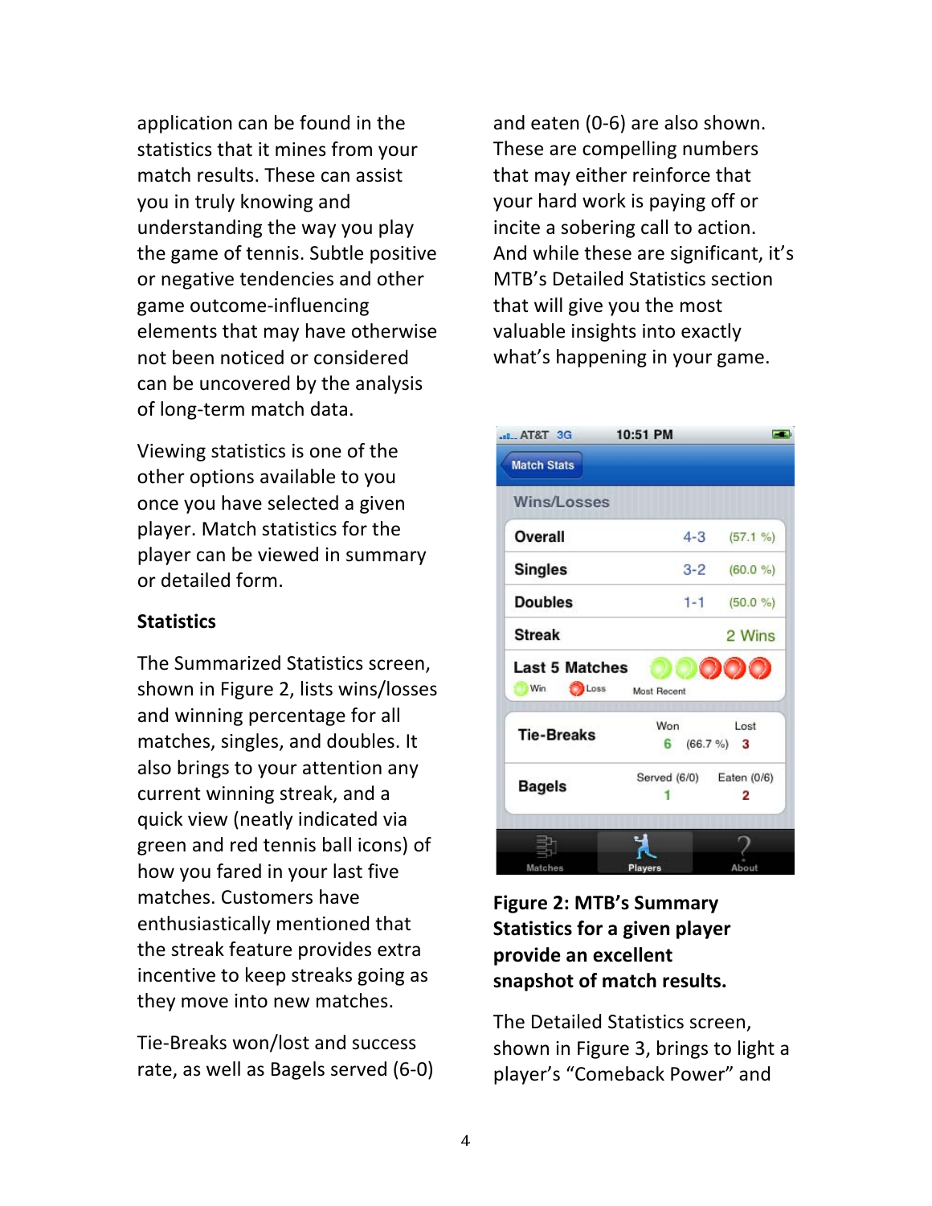application can be found in the statistics that it mines from your match results. These can assist you in truly knowing and understanding the way you play the game of tennis. Subtle positive or negative tendencies and other game outcome-influencing elements that may have otherwise not been noticed or considered can be uncovered by the analysis of long-term match data.

Viewing statistics is one of the other options available to you once you have selected a given player. Match statistics for the player can be viewed in summary or detailed form.

### Statistics

The Summarized Statistics screen, shown in Figure 2, lists wins/losses and winning percentage for all matches, singles, and doubles. It also brings to your attention any current winning streak, and a quick view (neatly indicated via green and red tennis ball icons) of how you fared in your last five matches. Customers have enthusiastically mentioned that the streak feature provides extra incentive to keep streaks going as they move into new matches.

Tie-Breaks won/lost and success rate, as well as Bagels served (6-0) and eaten (0-6) are also shown. These are compelling numbers that may either reinforce that your hard work is paying off or incite a sobering call to action. And while these are significant, it's MTB's Detailed Statistics section that will give you the most valuable insights into exactly what's happening in your game.

**Figure 2: MTB's Summary Statistics for a given player provide an excellent snapshot of match results.**

The Detailed Statistics screen, shown in Figure 3, brings to light a player's "Comeback Power" and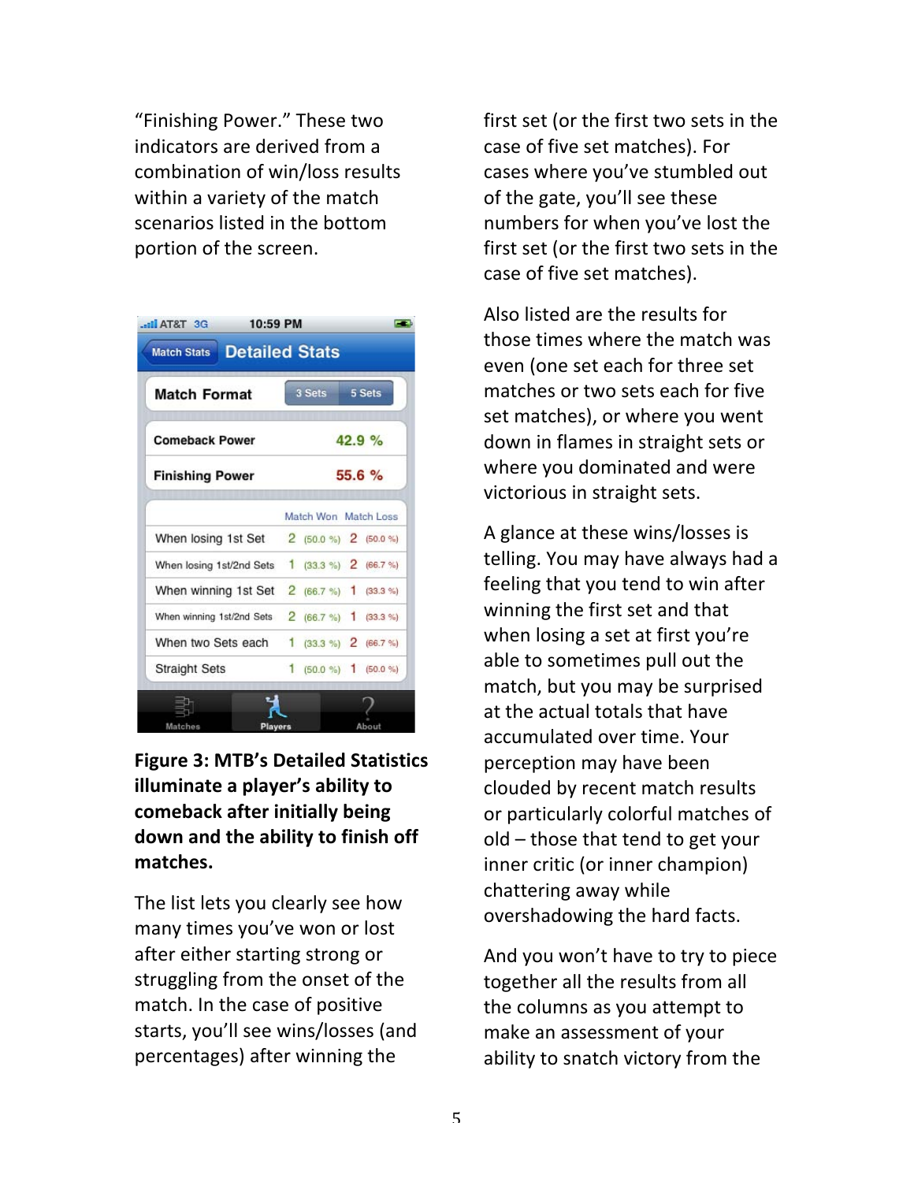"Finishing Power." These two indicators are derived from a combination of win/loss results within a variety of the match scenarios listed in the bottom portion of the screen.

**Figure 3: MTB's Detailed Statistics illuminate a player's ability to comeback after initially being down and the ability to finish off matches.**

The list lets you clearly see how many times you've won or lost after either starting strong or struggling from the onset of the match. In the case of positive starts, you'll see wins/losses (and percentages) after winning the first set (or the first two sets in the case of five set matches). For cases where you've stumbled out of the gate, you'll see these numbers for when you've lost the first set (or the first two sets in the case of five set matches).

Also listed are the results for those times where the match was even (one set each for three set matches or two sets each for five set matches), or where you went down in flames in straight sets or where you dominated and were victorious in straight sets.

A glance at these wins/losses is telling. You may have always had a feeling that you tend to win after winning the first set and that when losing a set at first you're able to sometimes pull out the match, but you may be surprised at the actual totals that have accumulated over time. Your perception may have been clouded by recent match results or particularly colorful matches of old – those that tend to get your inner critic (or inner champion) chattering away while overshadowing the hard facts.

And you won't have to try to piece together all the results from all the columns as you attempt to make an assessment of your ability to snatch victory from the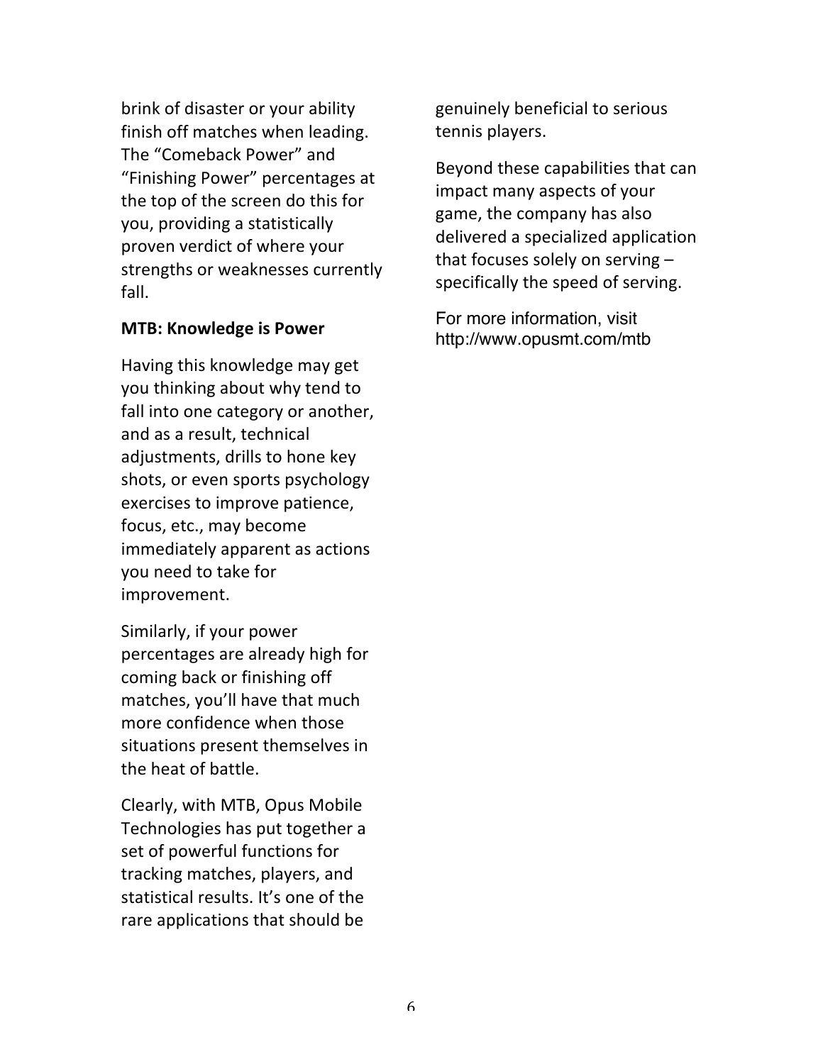brink of disaster or your ability finish off matches when leading. The "Comeback Power" and "Finishing Power" percentages at the top of the screen do this for you, providing a statistically proven verdict of where your strengths or weaknesses currently fall.

**MTB: Knowledge is Power**

Having this knowledge may get you thinking about why tend to fall into one category or another, and as a result, technical adjustments, drills to hone key shots, or even sports psychology exercises to improve patience, focus, etc., may become immediately apparent as actions you need to take for improvement.

Similarly, if your power percentages are already high for coming back or finishing off matches, you'll have that much more confidence when those situations present themselves in the heat of battle.

Clearly, with MTB, Opus Mobile Technologies has put together a set of powerful functions for tracking matches, players, and statistical results. It's one of the rare applications that should be genuinely beneficial to serious tennis players.

Beyond these capabilities that can impact many aspects of your game, the company has also delivered a specialized application that focuses solely on serving – specifically the speed of serving.

For more information, visit http://www.opusmt.com/mtb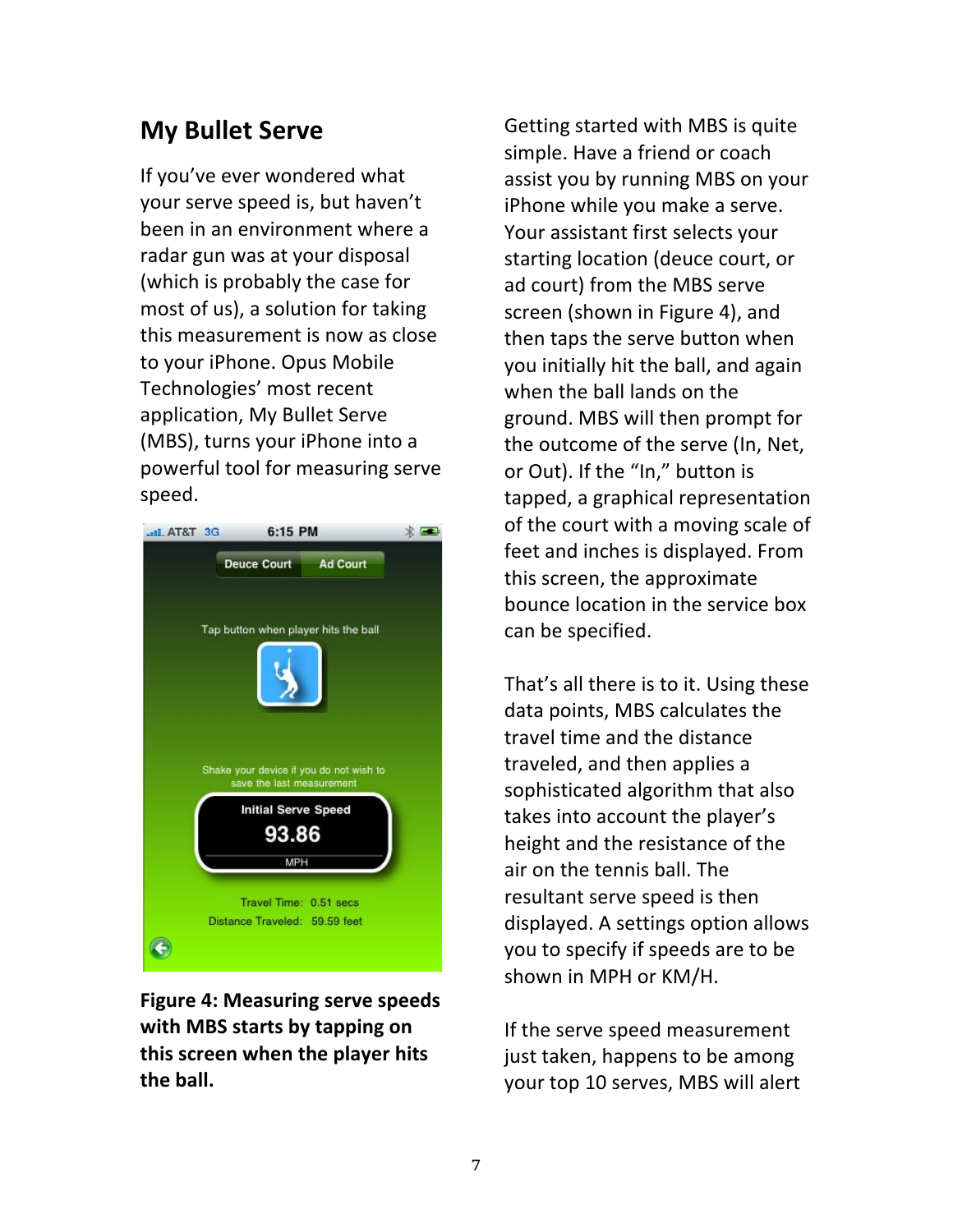## My Bullet Serve

If you've ever wondered what your serve speed is, but haven't been in an environment where a radar gun was at your disposal (which is probably the case for most of us), a solution for taking this measurement is now as close to your iPhone. Opus Mobile Technologies' most recent application, My Bullet Serve (MBS), turns your iPhone into a powerful tool for measuring serve speed.

**Figure 4: Measuring serve speeds with MBS starts by tapping on this screen when the player hits the ball.**

Getting started with MBS is quite simple. Have a friend or coach assist you by running MBS on your iPhone while you make a serve. Your assistant first selects your starting location (deuce court, or ad court) from the MBS serve screen (shown in Figure 4), and then taps the serve button when you initially hit the ball, and again when the ball lands on the ground. MBS will then prompt for the outcome of the serve (In, Net, or Out). If the "In," button is tapped, a graphical representation of the court with a moving scale of feet and inches is displayed. From this screen, the approximate bounce location in the service box can be specified.

That's all there is to it. Using these data points, MBS calculates the travel time and the distance traveled, and then applies a sophisticated algorithm that also takes into account the player's height and the resistance of the air on the tennis ball. The resultant serve speed is then displayed. A settings option allows you to specify if speeds are to be shown in MPH or KM/H.

If the serve speed measurement just taken, happens to be among your top 10 serves, MBS will alert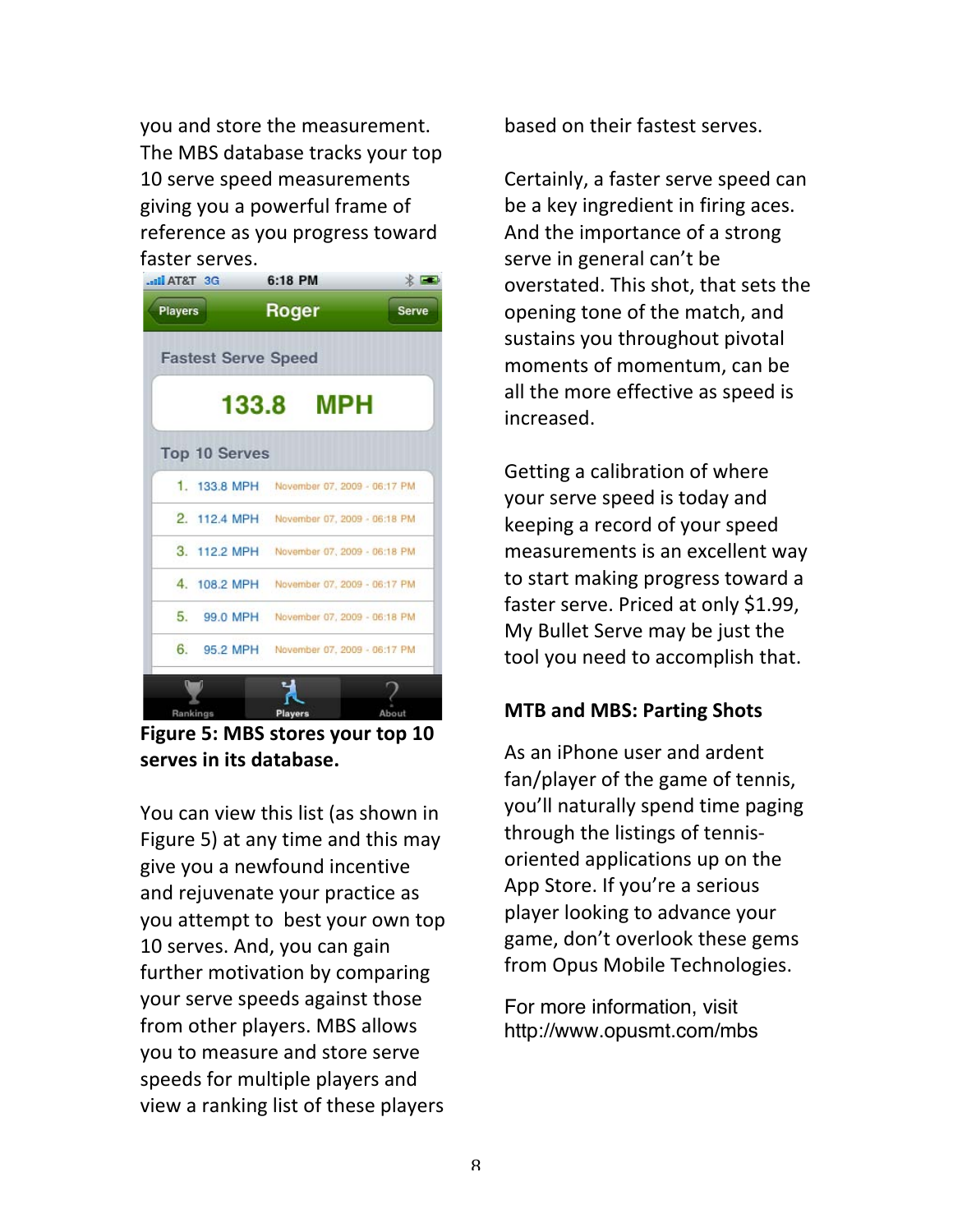you and store the measurement. The MBS database tracks your top 10 serve speed measurements giving you a powerful frame of reference as you progress toward faster serves.

**Figure 5: MBS stores your top 10 serves in its database.**

You can view this list (as shown in Figure 5) at any time and this may give you a newfound incentive and rejuvenate your practice as you attempt to best your own top 10 serves. And, you can gain further motivation by comparing your serve speeds against those from other players. MBS allows you to measure and store serve speeds for multiple players and view a ranking list of these players based on their fastest serves.

Certainly, a faster serve speed can be a key ingredient in firing aces. And the importance of a strong serve in general can't be overstated. This shot, that sets the opening tone of the match, and sustains you throughout pivotal moments of momentum, can be all the more effective as speed is increased.

Getting a calibration of where your serve speed is today and keeping a record of your speed measurements is an excellent way to start making progress toward a faster serve. Priced at only $1.99, My Bullet Serve may be just the tool you need to accomplish that.

### MTB and MBS: Parting Shots

As an iPhone user and ardent fan/player of the game of tennis, you'll naturally spend time paging through the listings of tennis-oriented applications up on the App Store. If you're a serious player looking to advance your game, don't overlook these gems from Opus Mobile Technologies.

For more information, visit http://www.opusmt.com/mbs